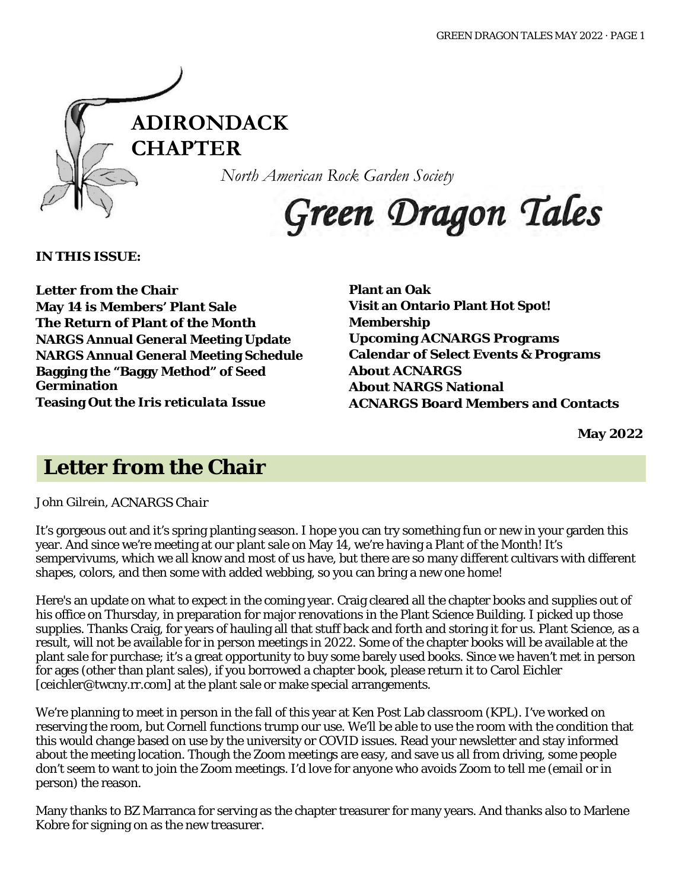# ADIRONDACK CHAPTER

*North American Rock Garden Society*

# Green Dragon Tales

**IN THIS ISSUE:**

**Letter from the Chair**
**May 14 is Members' Plant Sale**
**The Return of Plant of the Month**
**NARGS Annual General Meeting Update**
**NARGS Annual General Meeting Schedule**
**Bagging the "Baggy Method" of Seed Germination**
**Teasing Out the *Iris reticulata* Issue**
**Plant an Oak**
**Visit an Ontario Plant Hot Spot!**
**Membership**
**Upcoming ACNARGS Programs**
**Calendar of Select Events & Programs**
**About ACNARGS**
**About NARGS National**
**ACNARGS Board Members and Contacts**

**May 2022**

## Letter from the Chair

*John Gilrein, ACNARGS Chair*

It's gorgeous out and it's spring planting season. I hope you can try something fun or new in your garden this year. And since we're meeting at our plant sale on May 14, we're having a Plant of the Month! It's sempervivums, which we all know and most of us have, but there are so many different cultivars with different shapes, colors, and then some with added webbing, so you can bring a new one home!

Here's an update on what to expect in the coming year. Craig cleared all the chapter books and supplies out of his office on Thursday, in preparation for major renovations in the Plant Science Building. I picked up those supplies. Thanks Craig, for years of hauling all that stuff back and forth and storing it for us. Plant Science, as a result, will not be available for in person meetings in 2022. Some of the chapter books will be available at the plant sale for purchase; it's a great opportunity to buy some barely used books. Since we haven't met in person for ages (other than plant sales), if you borrowed a chapter book, please return it to Carol Eichler [ceichler@twcny.rr.com] at the plant sale or make special arrangements.

We're planning to meet in person in the fall of this year at Ken Post Lab classroom (KPL). I've worked on reserving the room, but Cornell functions trump our use. We'll be able to use the room with the condition that this would change based on use by the university or COVID issues. Read your newsletter and stay informed about the meeting location. Though the Zoom meetings are easy, and save us all from driving, some people don't seem to want to join the Zoom meetings. I'd love for anyone who avoids Zoom to tell me (email or in person) the reason.

Many thanks to BZ Marranca for serving as the chapter treasurer for many years. And thanks also to Marlene Kobre for signing on as the new treasurer.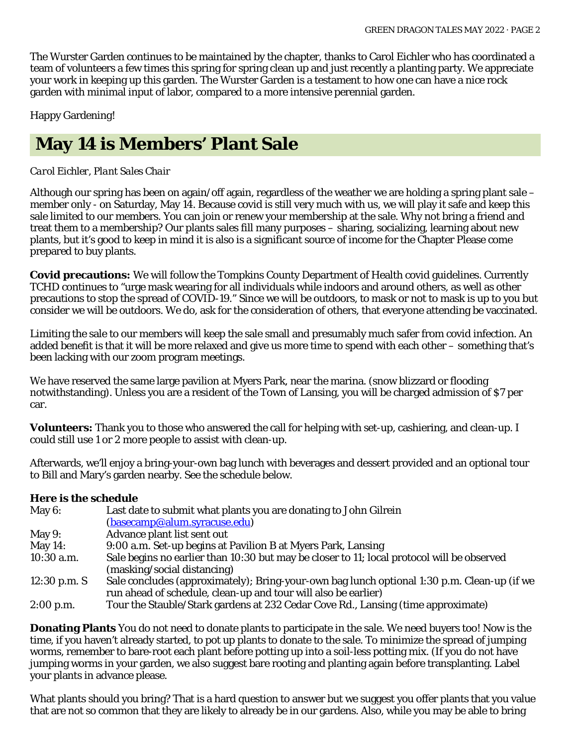The Wurster Garden continues to be maintained by the chapter, thanks to Carol Eichler who has coordinated a team of volunteers a few times this spring for spring clean up and just recently a planting party. We appreciate your work in keeping up this garden. The Wurster Garden is a testament to how one can have a nice rock garden with minimal input of labor, compared to a more intensive perennial garden.

Happy Gardening!

## May 14 is Members' Plant Sale

*Carol Eichler, Plant Sales Chair*

Although our spring has been on again/off again, regardless of the weather we are holding a spring plant sale – member only - on Saturday, May 14. Because covid is still very much with us, we will play it safe and keep this sale limited to our members. You can join or renew your membership at the sale. Why not bring a friend and treat them to a membership? Our plants sales fill many purposes – sharing, socializing, learning about new plants, but it's good to keep in mind it is also is a significant source of income for the Chapter Please come prepared to buy plants.

**Covid precautions:** We will follow the Tompkins County Department of Health covid guidelines. Currently TCHD continues to "urge mask wearing for all individuals while indoors and around others, as well as other precautions to stop the spread of COVID-19." Since we will be outdoors, to mask or not to mask is up to you but consider we will be outdoors. We do, ask for the consideration of others, that everyone attending be vaccinated.

Limiting the sale to our members will keep the sale small and presumably much safer from covid infection. An added benefit is that it will be more relaxed and give us more time to spend with each other – something that's been lacking with our zoom program meetings.

We have reserved the same large pavilion at Myers Park, near the marina. (snow blizzard or flooding notwithstanding). Unless you are a resident of the Town of Lansing, you will be charged admission of $7 per car.

**Volunteers:** Thank you to those who answered the call for helping with set-up, cashiering, and clean-up. I could still use 1 or 2 more people to assist with clean-up.

Afterwards, we'll enjoy a bring-your-own bag lunch with beverages and dessert provided and an optional tour to Bill and Mary's garden nearby. See the schedule below.

**Here is the schedule**

| | |
|---|---|
| May 6: | Last date to submit what plants you are donating to John Gilrein (basecamp@alum.syracuse.edu) |
| May 9: | Advance plant list sent out |
| May 14: | 9:00 a.m. Set-up begins at Pavilion B at Myers Park, Lansing |
| 10:30 a.m. | Sale begins no earlier than 10:30 but may be closer to 11; local protocol will be observed (masking/social distancing) |
| 12:30 p.m. S | Sale concludes (approximately); Bring-your-own bag lunch optional 1:30 p.m. Clean-up (if we run ahead of schedule, clean-up and tour will also be earlier) |
| 2:00 p.m. | Tour the Stauble/Stark gardens at 232 Cedar Cove Rd., Lansing (time approximate) |

**Donating Plants** You do not need to donate plants to participate in the sale. We need buyers too! Now is the time, if you haven't already started, to pot up plants to donate to the sale. To minimize the spread of jumping worms, remember to bare-root each plant before potting up into a soil-less potting mix. (If you do not have jumping worms in your garden, we also suggest bare rooting and planting again before transplanting. Label your plants in advance please.

What plants should you bring? That is a hard question to answer but we suggest you offer plants that you value that are not so common that they are likely to already be in our gardens. Also, while you may be able to bring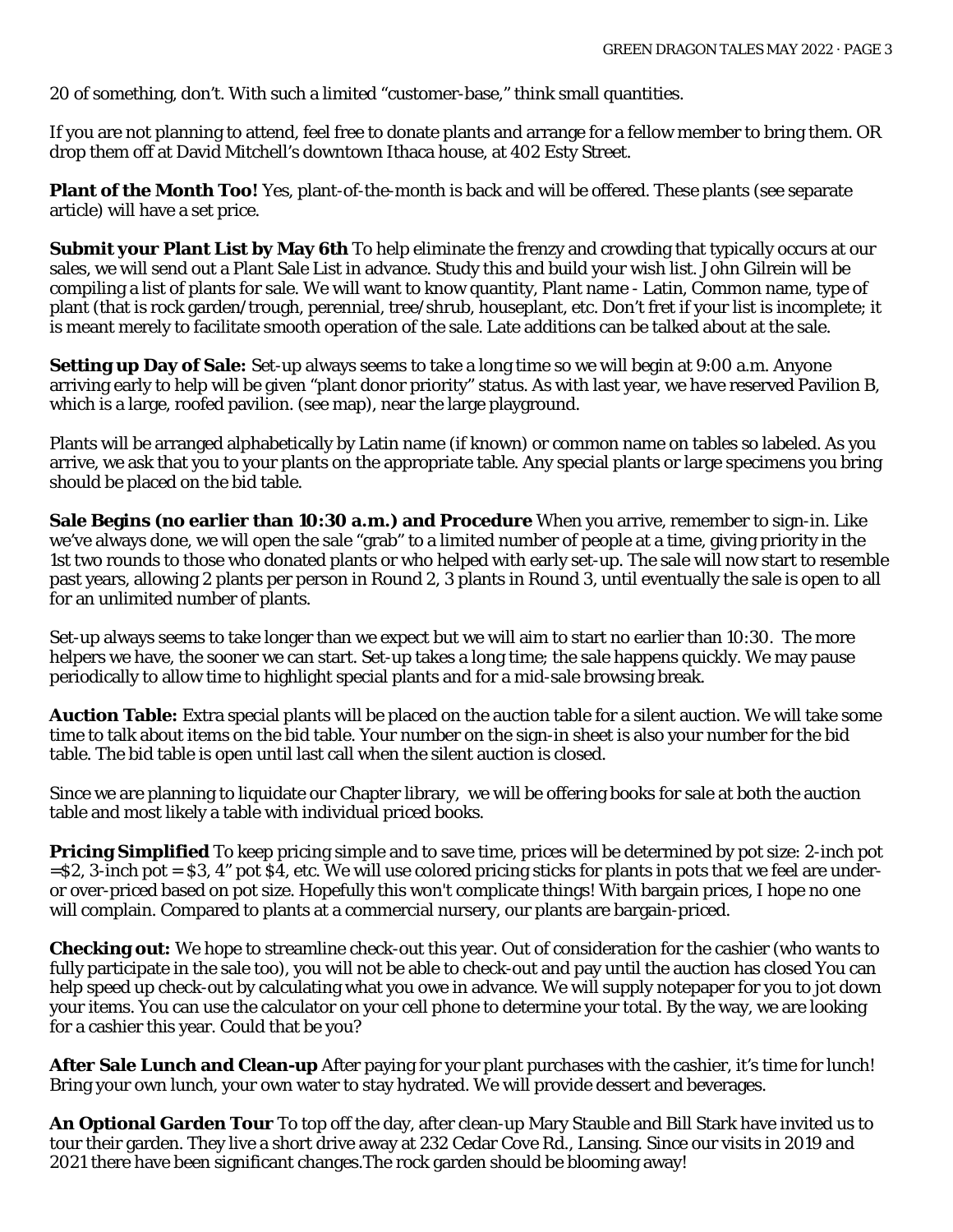20 of something, don't. With such a limited "customer-base," think small quantities.

If you are not planning to attend, feel free to donate plants and arrange for a fellow member to bring them. OR drop them off at David Mitchell's downtown Ithaca house, at 402 Esty Street.

**Plant of the Month Too!** Yes, plant-of-the-month is back and will be offered. These plants (see separate article) will have a set price.

**Submit your Plant List by May 6th** To help eliminate the frenzy and crowding that typically occurs at our sales, we will send out a Plant Sale List in advance. Study this and build your wish list. John Gilrein will be compiling a list of plants for sale. We will want to know quantity, Plant name - Latin, Common name, type of plant (that is rock garden/trough, perennial, tree/shrub, houseplant, etc. Don't fret if your list is incomplete; it is meant merely to facilitate smooth operation of the sale. Late additions can be talked about at the sale.

**Setting up Day of Sale:** Set-up always seems to take a long time so we will begin at 9:00 a.m. Anyone arriving early to help will be given "plant donor priority" status. As with last year, we have reserved Pavilion B, which is a large, roofed pavilion. (see map), near the large playground.

Plants will be arranged alphabetically by Latin name (if known) or common name on tables so labeled. As you arrive, we ask that you to your plants on the appropriate table. Any special plants or large specimens you bring should be placed on the bid table.

**Sale Begins (no earlier than 10:30 a.m.) and Procedure** When you arrive, remember to sign-in. Like we've always done, we will open the sale "grab" to a limited number of people at a time, giving priority in the 1st two rounds to those who donated plants or who helped with early set-up. The sale will now start to resemble past years, allowing 2 plants per person in Round 2, 3 plants in Round 3, until eventually the sale is open to all for an unlimited number of plants.

Set-up always seems to take longer than we expect but we will aim to start no earlier than 10:30. The more helpers we have, the sooner we can start. Set-up takes a long time; the sale happens quickly. We may pause periodically to allow time to highlight special plants and for a mid-sale browsing break.

**Auction Table:** Extra special plants will be placed on the auction table for a silent auction. We will take some time to talk about items on the bid table. Your number on the sign-in sheet is also your number for the bid table. The bid table is open until last call when the silent auction is closed.

Since we are planning to liquidate our Chapter library, we will be offering books for sale at both the auction table and most likely a table with individual priced books.

**Pricing Simplified** To keep pricing simple and to save time, prices will be determined by pot size: 2-inch pot =$2, 3-inch pot = $3, 4" pot $4, etc. We will use colored pricing sticks for plants in pots that we feel are under- or over-priced based on pot size. Hopefully this won't complicate things! With bargain prices, I hope no one will complain. Compared to plants at a commercial nursery, our plants are bargain-priced.

**Checking out:** We hope to streamline check-out this year. Out of consideration for the cashier (who wants to fully participate in the sale too), you will not be able to check-out and pay until the auction has closed You can help speed up check-out by calculating what you owe in advance. We will supply notepaper for you to jot down your items. You can use the calculator on your cell phone to determine your total. By the way, we are looking for a cashier this year. Could that be you?

**After Sale Lunch and Clean-up** After paying for your plant purchases with the cashier, it's time for lunch! Bring your own lunch, your own water to stay hydrated. We will provide dessert and beverages.

**An Optional Garden Tour** To top off the day, after clean-up Mary Stauble and Bill Stark have invited us to tour their garden. They live a short drive away at 232 Cedar Cove Rd., Lansing. Since our visits in 2019 and 2021 there have been significant changes.The rock garden should be blooming away!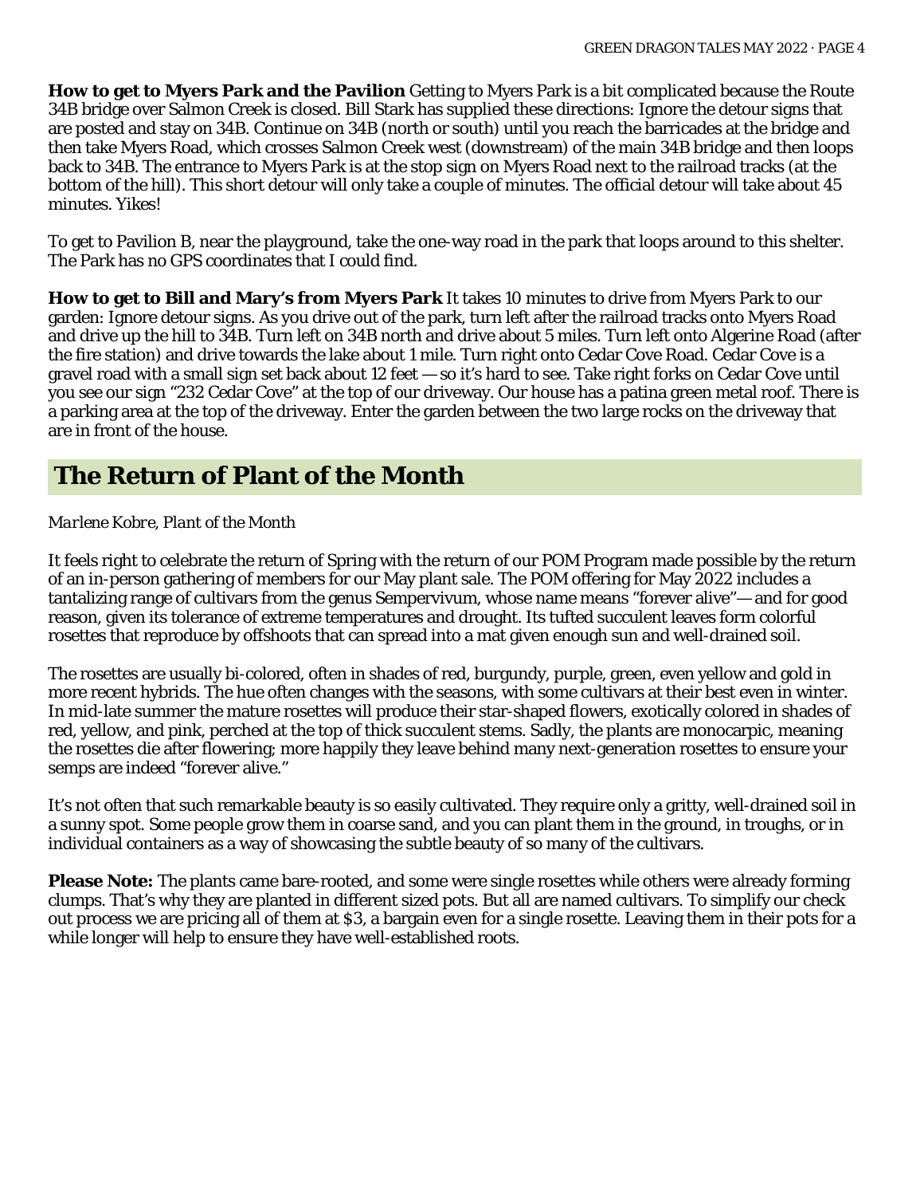**How to get to Myers Park and the Pavilion** Getting to Myers Park is a bit complicated because the Route 34B bridge over Salmon Creek is closed. Bill Stark has supplied these directions: Ignore the detour signs that are posted and stay on 34B. Continue on 34B (north or south) until you reach the barricades at the bridge and then take Myers Road, which crosses Salmon Creek west (downstream) of the main 34B bridge and then loops back to 34B. The entrance to Myers Park is at the stop sign on Myers Road next to the railroad tracks (at the bottom of the hill). This short detour will only take a couple of minutes. The official detour will take about 45 minutes. Yikes!

To get to Pavilion B, near the playground, take the one-way road in the park that loops around to this shelter. The Park has no GPS coordinates that I could find.

**How to get to Bill and Mary's from Myers Park** It takes 10 minutes to drive from Myers Park to our garden: Ignore detour signs. As you drive out of the park, turn left after the railroad tracks onto Myers Road and drive up the hill to 34B. Turn left on 34B north and drive about 5 miles. Turn left onto Algerine Road (after the fire station) and drive towards the lake about 1 mile. Turn right onto Cedar Cove Road. Cedar Cove is a gravel road with a small sign set back about 12 feet — so it's hard to see. Take right forks on Cedar Cove until you see our sign "232 Cedar Cove" at the top of our driveway. Our house has a patina green metal roof. There is a parking area at the top of the driveway. Enter the garden between the two large rocks on the driveway that are in front of the house.

## The Return of Plant of the Month

*Marlene Kobre, Plant of the Month*

It feels right to celebrate the return of Spring with the return of our POM Program made possible by the return of an in-person gathering of members for our May plant sale. The POM offering for May 2022 includes a tantalizing range of cultivars from the genus Sempervivum, whose name means "forever alive"— and for good reason, given its tolerance of extreme temperatures and drought. Its tufted succulent leaves form colorful rosettes that reproduce by offshoots that can spread into a mat given enough sun and well-drained soil.

The rosettes are usually bi-colored, often in shades of red, burgundy, purple, green, even yellow and gold in more recent hybrids. The hue often changes with the seasons, with some cultivars at their best even in winter. In mid-late summer the mature rosettes will produce their star-shaped flowers, exotically colored in shades of red, yellow, and pink, perched at the top of thick succulent stems. Sadly, the plants are monocarpic, meaning the rosettes die after flowering; more happily they leave behind many next-generation rosettes to ensure your semps are indeed "forever alive."

It's not often that such remarkable beauty is so easily cultivated. They require only a gritty, well-drained soil in a sunny spot. Some people grow them in coarse sand, and you can plant them in the ground, in troughs, or in individual containers as a way of showcasing the subtle beauty of so many of the cultivars.

**Please Note:** The plants came bare-rooted, and some were single rosettes while others were already forming clumps. That's why they are planted in different sized pots. But all are named cultivars. To simplify our check out process we are pricing all of them at $3, a bargain even for a single rosette. Leaving them in their pots for a while longer will help to ensure they have well-established roots.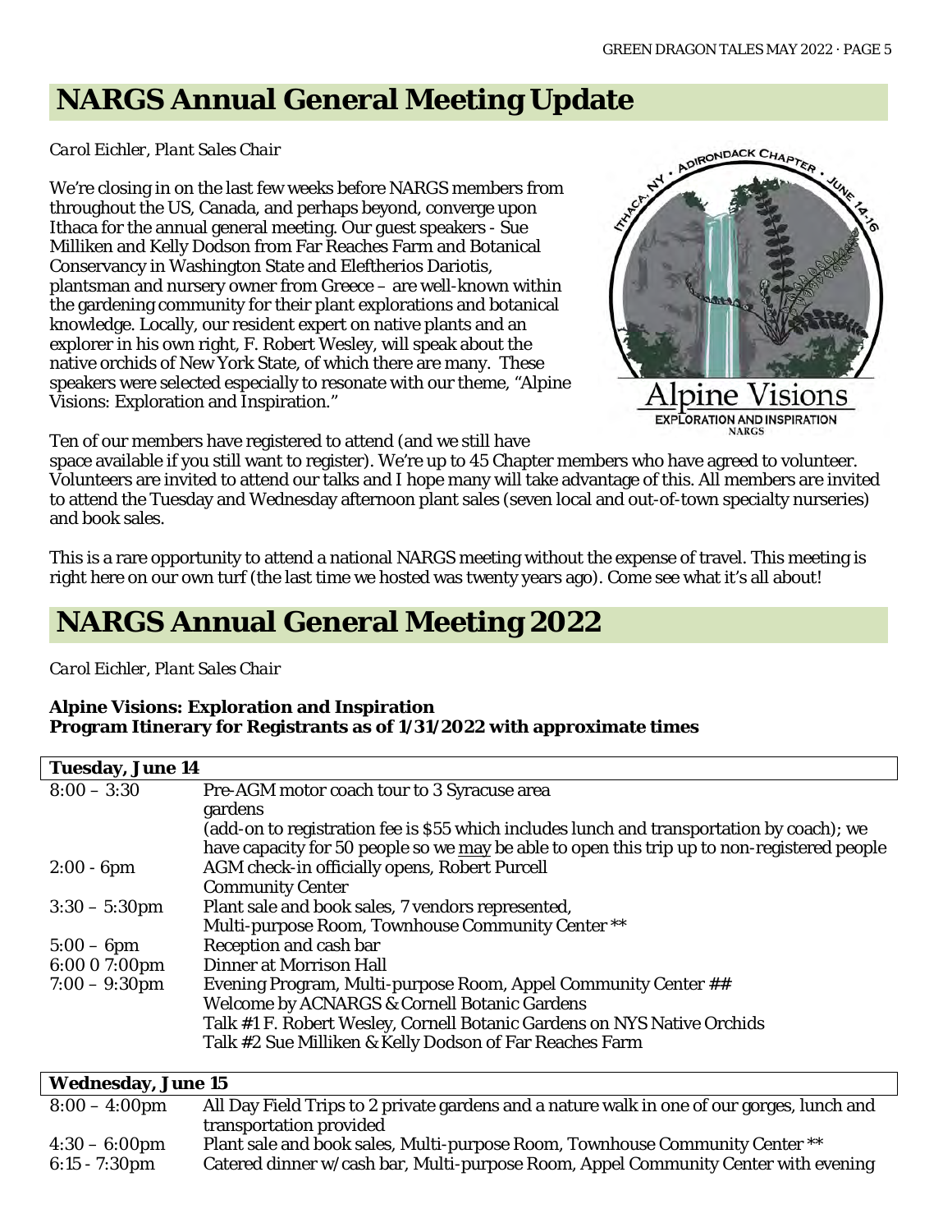# NARGS Annual General Meeting Update

*Carol Eichler, Plant Sales Chair*

We're closing in on the last few weeks before NARGS members from throughout the US, Canada, and perhaps beyond, converge upon Ithaca for the annual general meeting. Our guest speakers - Sue Milliken and Kelly Dodson from Far Reaches Farm and Botanical Conservancy in Washington State and Eleftherios Dariotis, plantsman and nursery owner from Greece – are well-known within the gardening community for their plant explorations and botanical knowledge. Locally, our resident expert on native plants and an explorer in his own right, F. Robert Wesley, will speak about the native orchids of New York State, of which there are many. These speakers were selected especially to resonate with our theme, "Alpine Visions: Exploration and Inspiration."

Ten of our members have registered to attend (and we still have space available if you still want to register). We're up to 45 Chapter members who have agreed to volunteer. Volunteers are invited to attend our talks and I hope many will take advantage of this. All members are invited to attend the Tuesday and Wednesday afternoon plant sales (seven local and out-of-town specialty nurseries) and book sales.

This is a rare opportunity to attend a national NARGS meeting without the expense of travel. This meeting is right here on our own turf (the last time we hosted was twenty years ago). Come see what it's all about!

# NARGS Annual General Meeting 2022

*Carol Eichler, Plant Sales Chair*

**Alpine Visions: Exploration and Inspiration**
**Program Itinerary for Registrants as of 1/31/2022 with approximate times**

| **Tuesday, June 14** | |
|---|---|
| 8:00 – 3:30 | Pre-AGM motor coach tour to 3 Syracuse area gardens (add-on to registration fee is $55 which includes lunch and transportation by coach); we have capacity for 50 people so we may be able to open this trip up to non-registered people |
| 2:00 - 6pm | AGM check-in officially opens, Robert Purcell Community Center |
| 3:30 – 5:30pm | Plant sale and book sales, 7 vendors represented, Multi-purpose Room, Townhouse Community Center ** |
| 5:00 – 6pm | Reception and cash bar |
| 6:00 0 7:00pm | Dinner at Morrison Hall |
| 7:00 – 9:30pm | Evening Program, Multi-purpose Room, Appel Community Center ## <br> Welcome by ACNARGS & Cornell Botanic Gardens <br> Talk #1 F. Robert Wesley, Cornell Botanic Gardens on NYS Native Orchids <br> Talk #2 Sue Milliken & Kelly Dodson of Far Reaches Farm |

| **Wednesday, June 15** | |
|---|---|
| 8:00 – 4:00pm | All Day Field Trips to 2 private gardens and a nature walk in one of our gorges, lunch and transportation provided |
| 4:30 – 6:00pm | Plant sale and book sales, Multi-purpose Room, Townhouse Community Center ** |
| 6:15 - 7:30pm | Catered dinner w/cash bar, Multi-purpose Room, Appel Community Center with evening |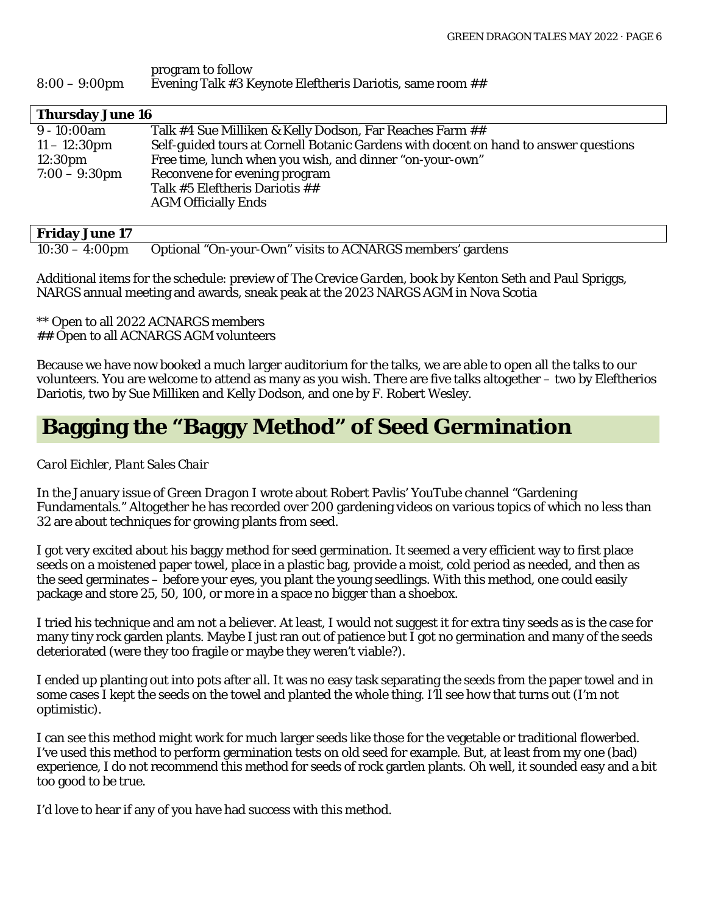| | |
|---|---|
| | program to follow |
| 8:00 – 9:00pm | Evening Talk #3 Keynote Eleftheris Dariotis, same room ## |

| **Thursday June 16** | |
|---|---|
| 9 - 10:00am | Talk #4 Sue Milliken & Kelly Dodson, Far Reaches Farm ## |
| 11 – 12:30pm | Self-guided tours at Cornell Botanic Gardens with docent on hand to answer questions |
| 12:30pm | Free time, lunch when you wish, and dinner "on-your-own" |
| 7:00 – 9:30pm | Reconvene for evening program |
| | Talk #5 Eleftheris Dariotis ## |
| | AGM Officially Ends |

| **Friday June 17** | |
|---|---|
| 10:30 – 4:00pm | Optional "On-your-Own" visits to ACNARGS members' gardens |

Additional items for the schedule: preview of *The Crevice Garden*, book by Kenton Seth and Paul Spriggs, NARGS annual meeting and awards, sneak peak at the 2023 NARGS AGM in Nova Scotia

** Open to all 2022 ACNARGS members
## Open to all ACNARGS AGM volunteers

Because we have now booked a much larger auditorium for the talks, we are able to open all the talks to our volunteers. You are welcome to attend as many as you wish. There are five talks altogether – two by Eleftherios Dariotis, two by Sue Milliken and Kelly Dodson, and one by F. Robert Wesley.

# Bagging the "Baggy Method" of Seed Germination

*Carol Eichler, Plant Sales Chair*

In the January issue of *Green Dragon* I wrote about Robert Pavlis' YouTube channel "Gardening Fundamentals." Altogether he has recorded over 200 gardening videos on various topics of which no less than 32 are about techniques for growing plants from seed.

I got very excited about his baggy method for seed germination. It seemed a very efficient way to first place seeds on a moistened paper towel, place in a plastic bag, provide a moist, cold period as needed, and then as the seed germinates – before your eyes, you plant the young seedlings. With this method, one could easily package and store 25, 50, 100, or more in a space no bigger than a shoebox.

I tried his technique and am not a believer. At least, I would not suggest it for extra tiny seeds as is the case for many tiny rock garden plants. Maybe I just ran out of patience but I got no germination and many of the seeds deteriorated (were they too fragile or maybe they weren't viable?).

I ended up planting out into pots after all. It was no easy task separating the seeds from the paper towel and in some cases I kept the seeds on the towel and planted the whole thing. I'll see how that turns out (I'm not optimistic).

I can see this method might work for much larger seeds like those for the vegetable or traditional flowerbed. I've used this method to perform germination tests on old seed for example. But, at least from my one (bad) experience, I do not recommend this method for seeds of rock garden plants. Oh well, it sounded easy and a bit too good to be true.

I'd love to hear if any of you have had success with this method.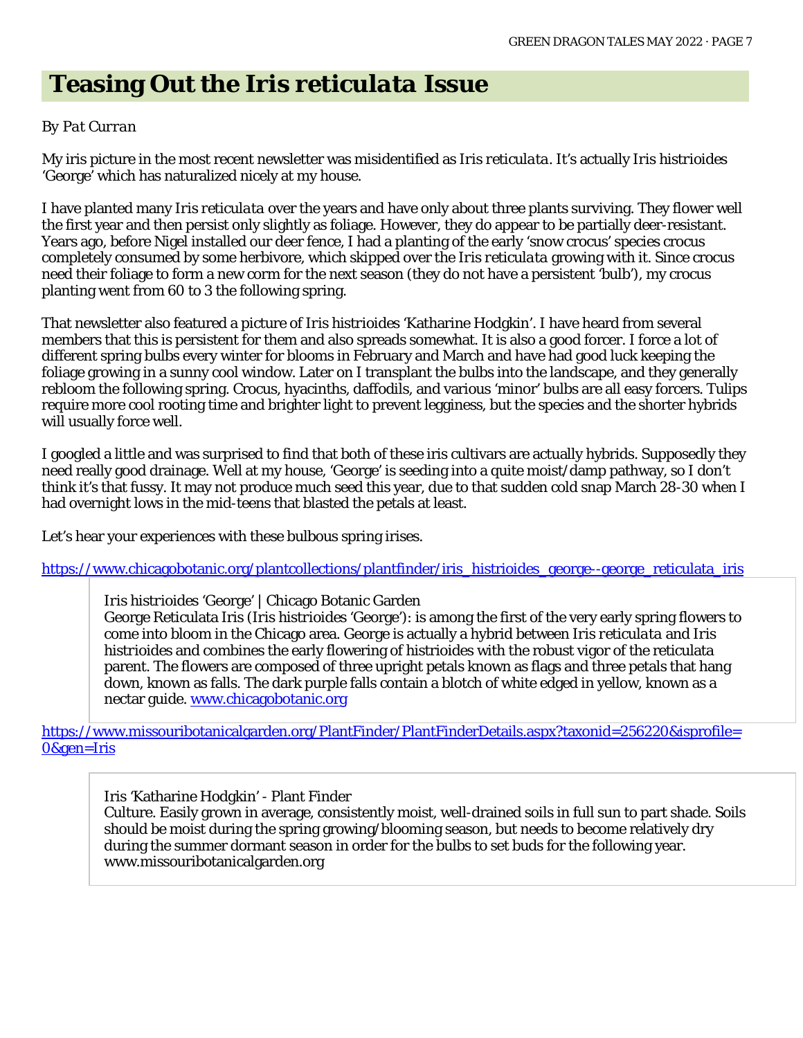# Teasing Out the *Iris reticulata* Issue

*By Pat Curran*

My iris picture in the most recent newsletter was misidentified as *Iris reticulata*. It's actually *Iris histrioides* 'George' which has naturalized nicely at my house.

I have planted many *Iris reticulata* over the years and have only about three plants surviving. They flower well the first year and then persist only slightly as foliage. However, they do appear to be partially deer-resistant. Years ago, before Nigel installed our deer fence, I had a planting of the early 'snow crocus' species crocus completely consumed by some herbivore, which skipped over the *Iris reticulata* growing with it. Since crocus need their foliage to form a new corm for the next season (they do not have a persistent 'bulb'), my crocus planting went from 60 to 3 the following spring.

That newsletter also featured a picture of *Iris histrioides* 'Katharine Hodgkin'. I have heard from several members that this is persistent for them and also spreads somewhat. It is also a good forcer. I force a lot of different spring bulbs every winter for blooms in February and March and have had good luck keeping the foliage growing in a sunny cool window. Later on I transplant the bulbs into the landscape, and they generally rebloom the following spring. Crocus, hyacinths, daffodils, and various 'minor' bulbs are all easy forcers. Tulips require more cool rooting time and brighter light to prevent legginess, but the species and the shorter hybrids will usually force well.

I googled a little and was surprised to find that both of these iris cultivars are actually hybrids. Supposedly they need really good drainage. Well at my house, 'George' is seeding into a quite moist/damp pathway, so I don't think it's that fussy. It may not produce much seed this year, due to that sudden cold snap March 28-30 when I had overnight lows in the mid-teens that blasted the petals at least.

Let's hear your experiences with these bulbous spring irises.

https://www.chicagobotanic.org/plantcollections/plantfinder/iris_histrioides_george--george_reticulata_iris

> Iris histrioides 'George' | Chicago Botanic Garden
> George Reticulata Iris (*Iris histrioides* 'George'): is among the first of the very early spring flowers to come into bloom in the Chicago area. George is actually a hybrid between *Iris reticulata* and *Iris histrioides* and combines the early flowering of histrioides with the robust vigor of the reticulata parent. The flowers are composed of three upright petals known as flags and three petals that hang down, known as falls. The dark purple falls contain a blotch of white edged in yellow, known as a nectar guide. www.chicagobotanic.org

https://www.missouribotanicalgarden.org/PlantFinder/PlantFinderDetails.aspx?taxonid=256220&isprofile=0&gen=Iris

> Iris 'Katharine Hodgkin' - Plant Finder
> Culture. Easily grown in average, consistently moist, well-drained soils in full sun to part shade. Soils should be moist during the spring growing/blooming season, but needs to become relatively dry during the summer dormant season in order for the bulbs to set buds for the following year. www.missouribotanicalgarden.org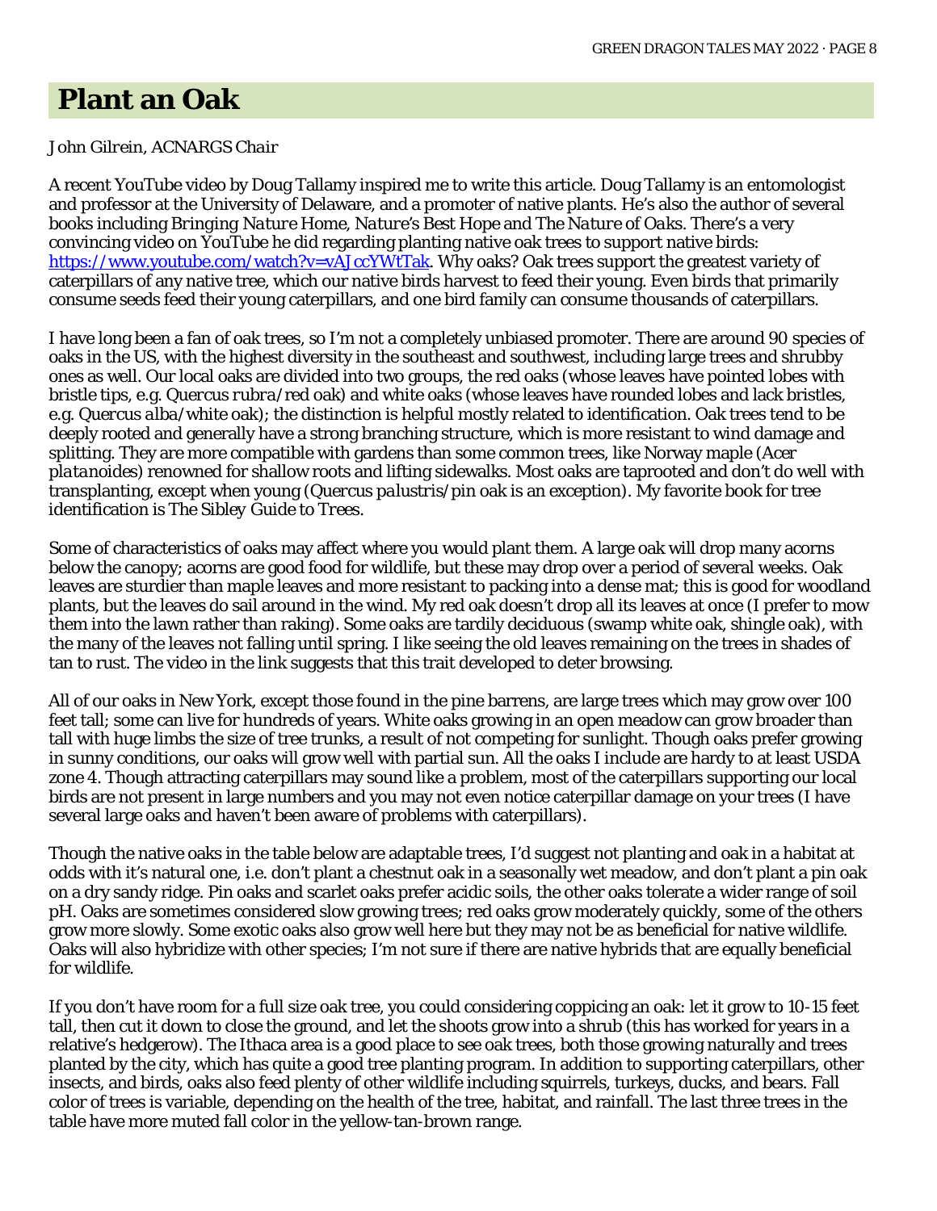# Plant an Oak

*John Gilrein, ACNARGS Chair*

A recent YouTube video by Doug Tallamy inspired me to write this article. Doug Tallamy is an entomologist and professor at the University of Delaware, and a promoter of native plants. He's also the author of several books including *Bringing Nature Home*, *Nature's Best Hope* and *The Nature of Oaks*. There's a very convincing video on YouTube he did regarding planting native oak trees to support native birds: [https://www.youtube.com/watch?v=vAJccYWtTak](https://www.youtube.com/watch?v=vAJccYWtTak). Why oaks? Oak trees support the greatest variety of caterpillars of any native tree, which our native birds harvest to feed their young. Even birds that primarily consume seeds feed their young caterpillars, and one bird family can consume thousands of caterpillars.

I have long been a fan of oak trees, so I'm not a completely unbiased promoter. There are around 90 species of oaks in the US, with the highest diversity in the southeast and southwest, including large trees and shrubby ones as well. Our local oaks are divided into two groups, the red oaks (whose leaves have pointed lobes with bristle tips, e.g. *Quercus rubra*/red oak) and white oaks (whose leaves have rounded lobes and lack bristles, e.g. *Quercus alba*/white oak); the distinction is helpful mostly related to identification. Oak trees tend to be deeply rooted and generally have a strong branching structure, which is more resistant to wind damage and splitting. They are more compatible with gardens than some common trees, like Norway maple (*Acer platanoides*) renowned for shallow roots and lifting sidewalks. Most oaks are taprooted and don't do well with transplanting, except when young (*Quercus palustris*/pin oak is an exception). My favorite book for tree identification is *The Sibley Guide to Trees*.

Some of characteristics of oaks may affect where you would plant them. A large oak will drop many acorns below the canopy; acorns are good food for wildlife, but these may drop over a period of several weeks. Oak leaves are sturdier than maple leaves and more resistant to packing into a dense mat; this is good for woodland plants, but the leaves do sail around in the wind. My red oak doesn't drop all its leaves at once (I prefer to mow them into the lawn rather than raking). Some oaks are tardily deciduous (swamp white oak, shingle oak), with the many of the leaves not falling until spring. I like seeing the old leaves remaining on the trees in shades of tan to rust. The video in the link suggests that this trait developed to deter browsing.

All of our oaks in New York, except those found in the pine barrens, are large trees which may grow over 100 feet tall; some can live for hundreds of years. White oaks growing in an open meadow can grow broader than tall with huge limbs the size of tree trunks, a result of not competing for sunlight. Though oaks prefer growing in sunny conditions, our oaks will grow well with partial sun. All the oaks I include are hardy to at least USDA zone 4. Though attracting caterpillars may sound like a problem, most of the caterpillars supporting our local birds are not present in large numbers and you may not even notice caterpillar damage on your trees (I have several large oaks and haven't been aware of problems with caterpillars).

Though the native oaks in the table below are adaptable trees, I'd suggest not planting and oak in a habitat at odds with it's natural one, i.e. don't plant a chestnut oak in a seasonally wet meadow, and don't plant a pin oak on a dry sandy ridge. Pin oaks and scarlet oaks prefer acidic soils, the other oaks tolerate a wider range of soil pH. Oaks are sometimes considered slow growing trees; red oaks grow moderately quickly, some of the others grow more slowly. Some exotic oaks also grow well here but they may not be as beneficial for native wildlife. Oaks will also hybridize with other species; I'm not sure if there are native hybrids that are equally beneficial for wildlife.

If you don't have room for a full size oak tree, you could considering coppicing an oak: let it grow to 10-15 feet tall, then cut it down to close the ground, and let the shoots grow into a shrub (this has worked for years in a relative's hedgerow). The Ithaca area is a good place to see oak trees, both those growing naturally and trees planted by the city, which has quite a good tree planting program. In addition to supporting caterpillars, other insects, and birds, oaks also feed plenty of other wildlife including squirrels, turkeys, ducks, and bears. Fall color of trees is variable, depending on the health of the tree, habitat, and rainfall. The last three trees in the table have more muted fall color in the yellow-tan-brown range.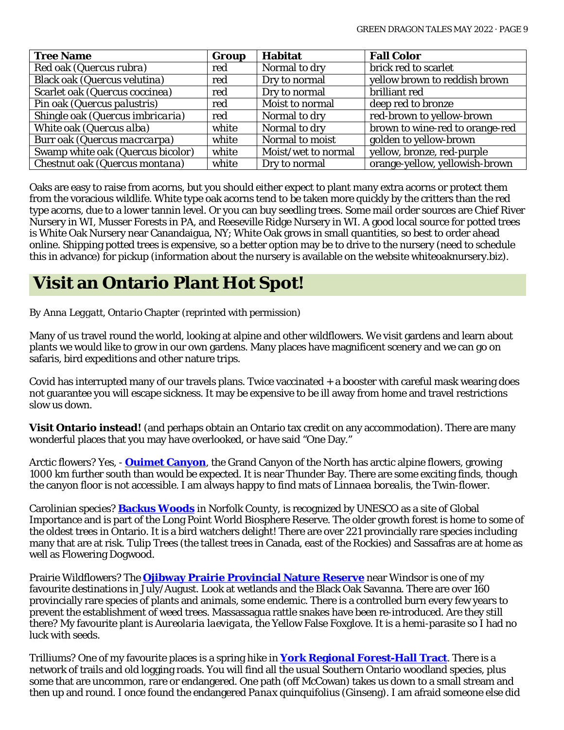| Tree Name | Group | Habitat | Fall Color |
|---|---|---|---|
| Red oak (*Quercus rubra*) | red | Normal to dry | brick red to scarlet |
| Black oak (*Quercus velutina*) | red | Dry to normal | yellow brown to reddish brown |
| Scarlet oak (*Quercus coccinea*) | red | Dry to normal | brilliant red |
| Pin oak (*Quercus palustris*) | red | Moist to normal | deep red to bronze |
| Shingle oak (*Quercus imbricaria*) | red | Normal to dry | red-brown to yellow-brown |
| White oak (*Quercus alba*) | white | Normal to dry | brown to wine-red to orange-red |
| Burr oak (*Quercus macrcarpa*) | white | Normal to moist | golden to yellow-brown |
| Swamp white oak (*Quercus bicolor*) | white | Moist/wet to normal | yellow, bronze, red-purple |
| Chestnut oak (*Quercus montana*) | white | Dry to normal | orange-yellow, yellowish-brown |

Oaks are easy to raise from acorns, but you should either expect to plant many extra acorns or protect them from the voracious wildlife. White type oak acorns tend to be taken more quickly by the critters than the red type acorns, due to a lower tannin level. Or you can buy seedling trees. Some mail order sources are Chief River Nursery in WI, Musser Forests in PA, and Reeseville Ridge Nursery in WI. A good local source for potted trees is White Oak Nursery near Canandaigua, NY; White Oak grows in small quantities, so best to order ahead online. Shipping potted trees is expensive, so a better option may be to drive to the nursery (need to schedule this in advance) for pickup (information about the nursery is available on the website whiteoaknursery.biz).

# Visit an Ontario Plant Hot Spot!

*By Anna Leggatt, Ontario Chapter* (reprinted with permission)

Many of us travel round the world, looking at alpine and other wildflowers. We visit gardens and learn about plants we would like to grow in our own gardens. Many places have magnificent scenery and we can go on safaris, bird expeditions and other nature trips.

Covid has interrupted many of our travels plans. Twice vaccinated + a booster with careful mask wearing does not guarantee you will escape sickness. It may be expensive to be ill away from home and travel restrictions slow us down.

**Visit Ontario instead!** (and perhaps obtain an Ontario tax credit on any accommodation). There are many wonderful places that you may have overlooked, or have said "One Day."

Arctic flowers? Yes, - **Ouimet Canyon**, the Grand Canyon of the North has arctic alpine flowers, growing 1000 km further south than would be expected. It is near Thunder Bay. There are some exciting finds, though the canyon floor is not accessible. I am always happy to find mats of *Linnaea borealis*, the Twin-flower.

Carolinian species? **Backus Woods** in Norfolk County, is recognized by UNESCO as a site of Global Importance and is part of the Long Point World Biosphere Reserve. The older growth forest is home to some of the oldest trees in Ontario. It is a bird watchers delight! There are over 221 provincially rare species including many that are at risk. Tulip Trees (the tallest trees in Canada, east of the Rockies) and Sassafras are at home as well as Flowering Dogwood.

Prairie Wildflowers? The **Ojibway Prairie Provincial Nature Reserve** near Windsor is one of my favourite destinations in July/August. Look at wetlands and the Black Oak Savanna. There are over 160 provincially rare species of plants and animals, some endemic. There is a controlled burn every few years to prevent the establishment of weed trees. Massassagua rattle snakes have been re-introduced. Are they still there? My favourite plant is *Aureolaria laevigata*, the Yellow False Foxglove. It is a hemi-parasite so I had no luck with seeds.

Trilliums? One of my favourite places is a spring hike in **York Regional Forest-Hall Tract**. There is a network of trails and old logging roads. You will find all the usual Southern Ontario woodland species, plus some that are uncommon, rare or endangered. One path (off McCowan) takes us down to a small stream and then up and round. I once found the endangered *Panax* quinquifolius (Ginseng). I am afraid someone else did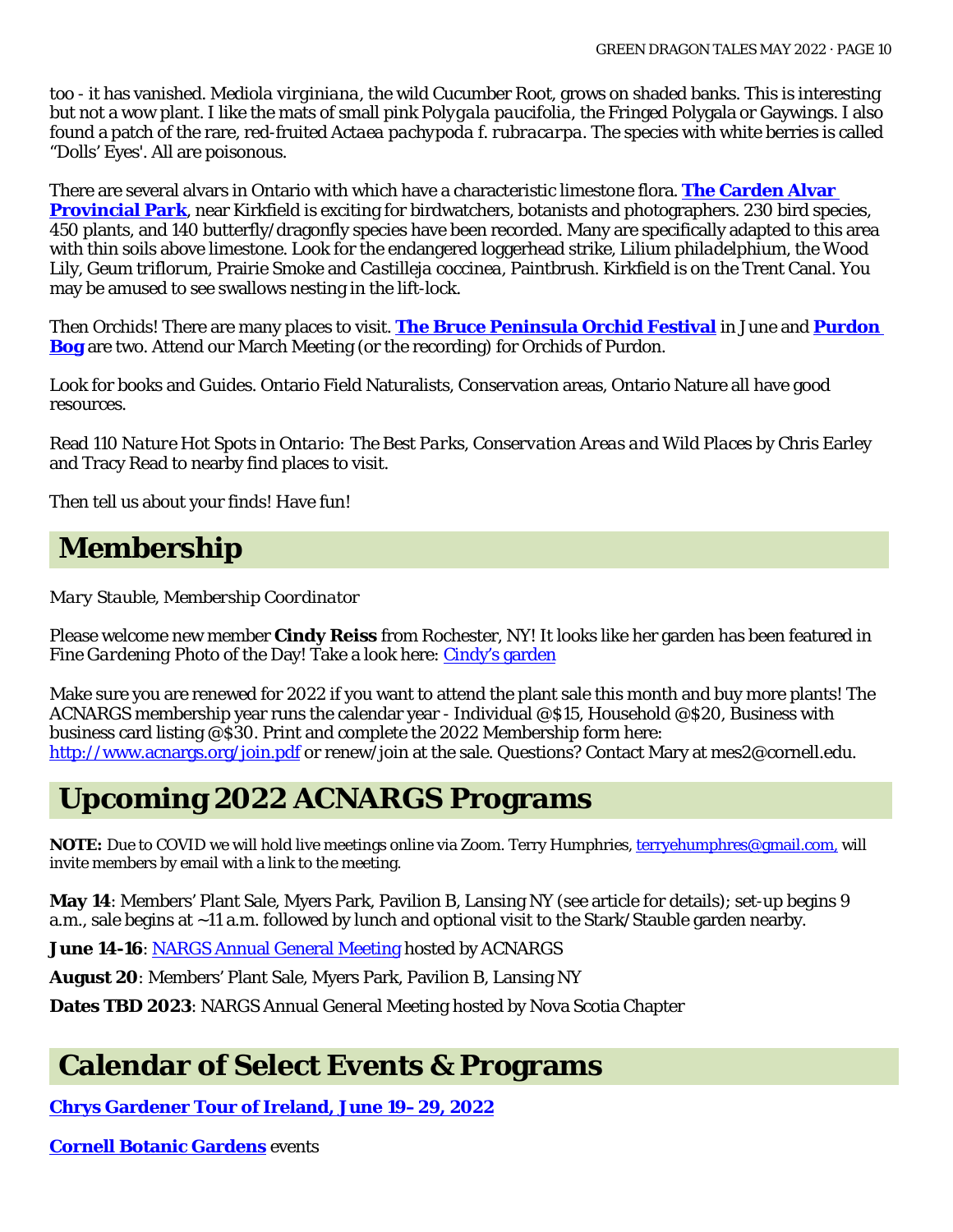too - it has vanished. *Mediola virginiana*, the wild Cucumber Root, grows on shaded banks. This is interesting but not a wow plant. I like the mats of small pink *Polygala paucifolia*, the Fringed Polygala or Gaywings. I also found a patch of the rare, red-fruited *Actaea pachypoda f. rubracarpa*. The species with white berries is called "Dolls' Eyes'. All are poisonous.

There are several alvars in Ontario with which have a characteristic limestone flora. **[The Carden Alvar Provincial Park]()**, near Kirkfield is exciting for birdwatchers, botanists and photographers. 230 bird species, 450 plants, and 140 butterfly/dragonfly species have been recorded. Many are specifically adapted to this area with thin soils above limestone. Look for the endangered loggerhead strike, *Lilium philadelphium*, the Wood Lily, *Geum triflorum*, Prairie Smoke and *Castilleja coccinea*, Paintbrush. Kirkfield is on the Trent Canal. You may be amused to see swallows nesting in the lift-lock.

Then Orchids! There are many places to visit. **[The Bruce Peninsula Orchid Festival]()** in June and **[Purdon Bog]()** are two. Attend our March Meeting (or the recording) for Orchids of Purdon.

Look for books and Guides. Ontario Field Naturalists, Conservation areas, Ontario Nature all have good resources.

Read *110 Nature Hot Spots in Ontario: The Best Parks, Conservation Areas and Wild Places* by Chris Earley and Tracy Read to nearby find places to visit.

Then tell us about your finds! Have fun!

## Membership

*Mary Stauble, Membership Coordinator*

Please welcome new member **Cindy Reiss** from Rochester, NY! It looks like her garden has been featured in *Fine Gardening* Photo of the Day! Take a look here: [Cindy's garden]()

Make sure you are renewed for 2022 if you want to attend the plant sale this month and buy more plants! The ACNARGS membership year runs the calendar year - Individual @$15, Household @$20, Business with business card listing @$30. Print and complete the 2022 Membership form here: [http://www.acnargs.org/join.pdf](http://www.acnargs.org/join.pdf) or renew/join at the sale. Questions? Contact Mary at mes2@cornell.edu.

## Upcoming 2022 ACNARGS Programs

**NOTE:** Due to COVID we will hold live meetings online via Zoom. Terry Humphries, [terryehumphres@gmail.com](mailto:terryehumphres@gmail.com), will invite members by email with a link to the meeting.

**May 14**: Members' Plant Sale, Myers Park, Pavilion B, Lansing NY (see article for details); set-up begins 9 a.m., sale begins at ~11 a.m. followed by lunch and optional visit to the Stark/Stauble garden nearby.

**June 14-16**: [NARGS Annual General Meeting]() hosted by ACNARGS

**August 20**: Members' Plant Sale, Myers Park, Pavilion B, Lansing NY

**Dates TBD 2023**: NARGS Annual General Meeting hosted by Nova Scotia Chapter

## Calendar of Select Events & Programs

**[Chrys Gardener Tour of Ireland, June 19–29, 2022]()**

**[Cornell Botanic Gardens]()** events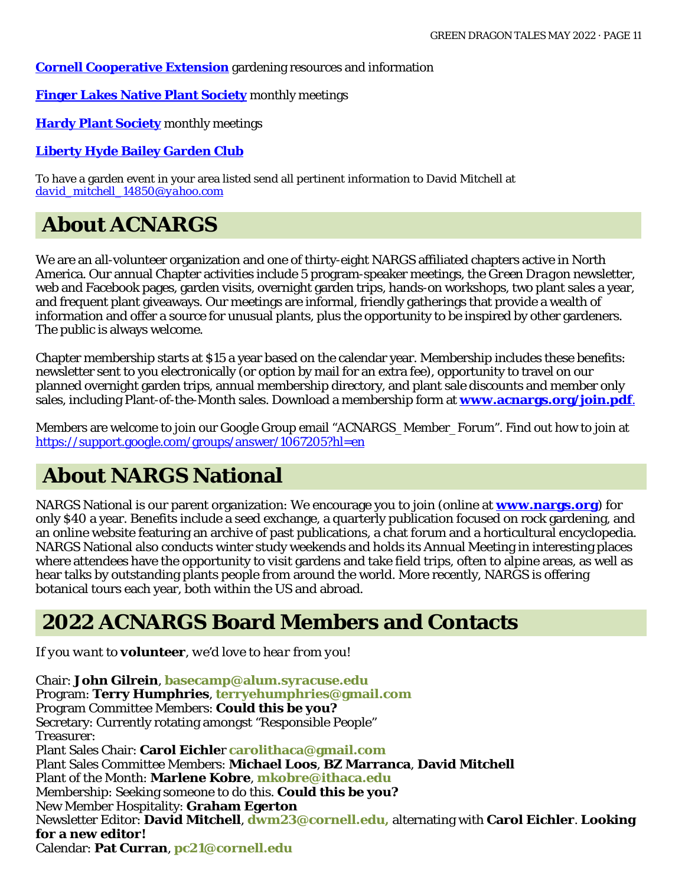**Cornell Cooperative Extension** gardening resources and information

**Finger Lakes Native Plant Society** monthly meetings

**Hardy Plant Society** monthly meetings

**Liberty Hyde Bailey Garden Club**

To have a garden event in your area listed send all pertinent information to David Mitchell at *david_mitchell_14850@yahoo.com*

# About ACNARGS

We are an all-volunteer organization and one of thirty-eight NARGS affiliated chapters active in North America. Our annual Chapter activities include 5 program-speaker meetings, the *Green Dragon* newsletter, web and Facebook pages, garden visits, overnight garden trips, hands-on workshops, two plant sales a year, and frequent plant giveaways. Our meetings are informal, friendly gatherings that provide a wealth of information and offer a source for unusual plants, plus the opportunity to be inspired by other gardeners. The public is always welcome.

Chapter membership starts at $15 a year based on the calendar year. Membership includes these benefits: newsletter sent to you electronically (or option by mail for an extra fee), opportunity to travel on our planned overnight garden trips, annual membership directory, and plant sale discounts and member only sales, including Plant-of-the-Month sales. Download a membership form at **www.acnargs.org/join.pdf**.

Members are welcome to join our Google Group email "ACNARGS_Member_Forum". Find out how to join at https://support.google.com/groups/answer/1067205?hl=en

# About NARGS National

NARGS National is our parent organization: We encourage you to join (online at **www.nargs.org**) for only $40 a year. Benefits include a seed exchange, a quarterly publication focused on rock gardening, and an online website featuring an archive of past publications, a chat forum and a horticultural encyclopedia. NARGS National also conducts winter study weekends and holds its Annual Meeting in interesting places where attendees have the opportunity to visit gardens and take field trips, often to alpine areas, as well as hear talks by outstanding plants people from around the world. More recently, NARGS is offering botanical tours each year, both within the US and abroad.

# 2022 ACNARGS Board Members and Contacts

*If you want to* ***volunteer****, we'd love to hear from you!*

Chair: **John Gilrein**, **basecamp@alum.syracuse.edu**
Program: **Terry Humphries**, **terryehumphries@gmail.com**
Program Committee Members: **Could this be you?**
Secretary: Currently rotating amongst "Responsible People"
Treasurer:
Plant Sales Chair: **Carol Eichler** **carolithaca@gmail.com**
Plant Sales Committee Members: **Michael Loos**, **BZ Marranca**, **David Mitchell**
Plant of the Month: **Marlene Kobre**, **mkobre@ithaca.edu**
Membership: Seeking someone to do this. **Could this be you?**
New Member Hospitality: **Graham Egerton**
Newsletter Editor: **David Mitchell**, **dwm23@cornell.edu,** alternating with **Carol Eichler**. **Looking for a new editor!**
Calendar: **Pat Curran**, **pc21@cornell.edu**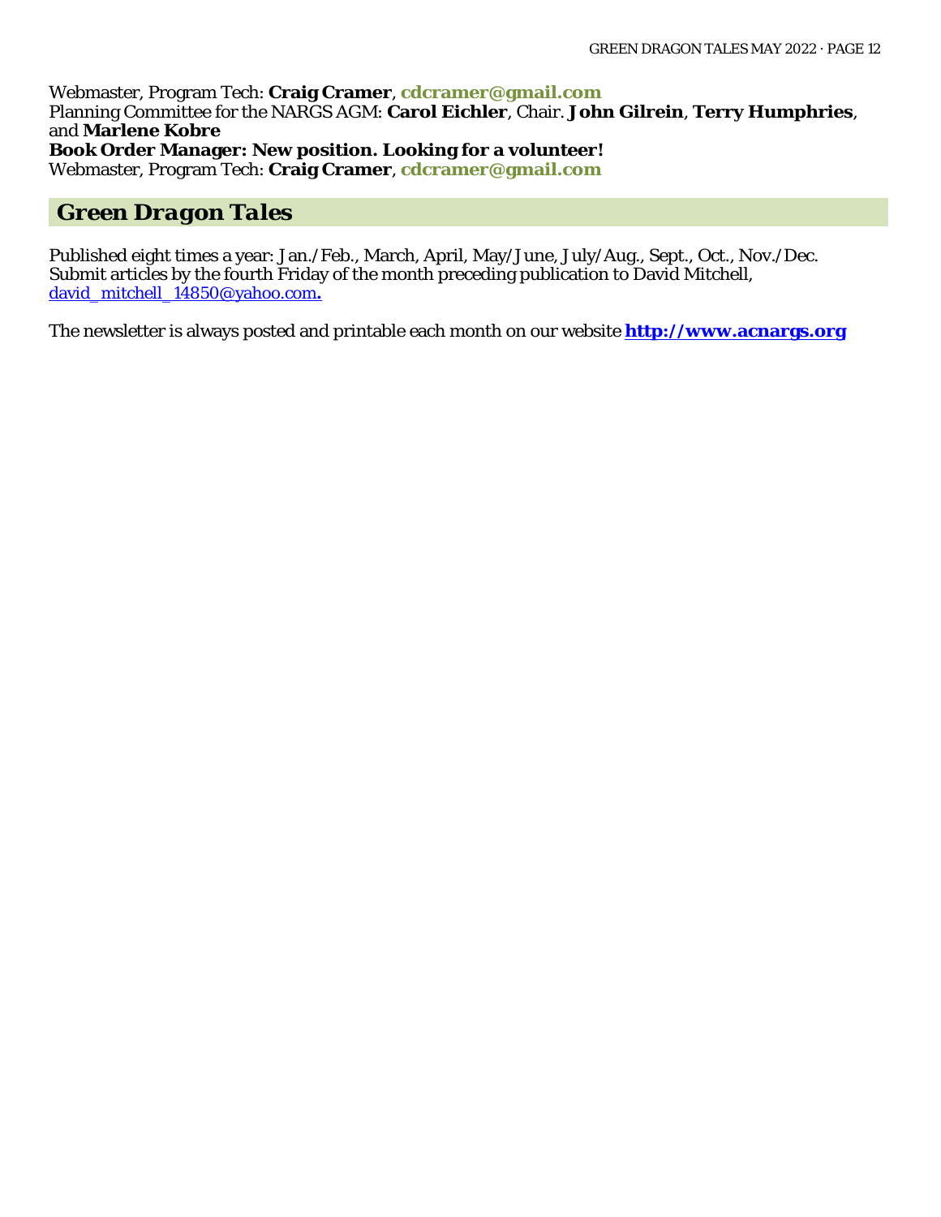Webmaster, Program Tech: **Craig Cramer**, **cdcramer@gmail.com**
Planning Committee for the NARGS AGM: **Carol Eichler**, Chair. **John Gilrein**, **Terry Humphries**, and **Marlene Kobre**
**Book Order Manager: New position. Looking for a volunteer!**
Webmaster, Program Tech: **Craig Cramer**, **cdcramer@gmail.com**

## *Green Dragon Tales*

Published eight times a year: Jan./Feb., March, April, May/June, July/Aug., Sept., Oct., Nov./Dec.
Submit articles by the fourth Friday of the month preceding publication to David Mitchell, david_mitchell_14850@yahoo.com.

The newsletter is always posted and printable each month on our website **http://www.acnargs.org**